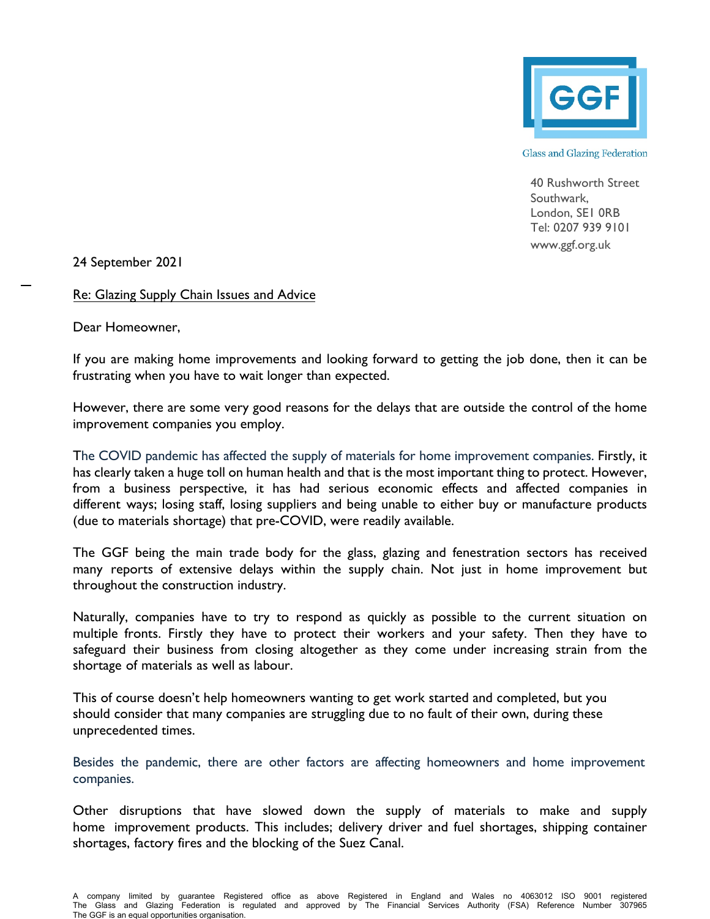Glass and Glazing Federation

40 Rushworth Street
Southwark,
London, SE1 0RB
Tel: 0207 939 9101
www.ggf.org.uk

24 September 2021

Re: Glazing Supply Chain Issues and Advice

Dear Homeowner,

If you are making home improvements and looking forward to getting the job done, then it can be frustrating when you have to wait longer than expected.

However, there are some very good reasons for the delays that are outside the control of the home improvement companies you employ.

The COVID pandemic has affected the supply of materials for home improvement companies. Firstly, it has clearly taken a huge toll on human health and that is the most important thing to protect. However, from a business perspective, it has had serious economic effects and affected companies in different ways; losing staff, losing suppliers and being unable to either buy or manufacture products (due to materials shortage) that pre-COVID, were readily available.

The GGF being the main trade body for the glass, glazing and fenestration sectors has received many reports of extensive delays within the supply chain. Not just in home improvement but throughout the construction industry.

Naturally, companies have to try to respond as quickly as possible to the current situation on multiple fronts. Firstly they have to protect their workers and your safety. Then they have to safeguard their business from closing altogether as they come under increasing strain from the shortage of materials as well as labour.

This of course doesn't help homeowners wanting to get work started and completed, but you should consider that many companies are struggling due to no fault of their own, during these unprecedented times.

Besides the pandemic, there are other factors are affecting homeowners and home improvement companies.

Other disruptions that have slowed down the supply of materials to make and supply home improvement products. This includes; delivery driver and fuel shortages, shipping container shortages, factory fires and the blocking of the Suez Canal.

A company limited by guarantee Registered office as above Registered in England and Wales no 4063012 ISO 9001 registered
The Glass and Glazing Federation is regulated and approved by The Financial Services Authority (FSA) Reference Number 307965
The GGF is an equal opportunities organisation.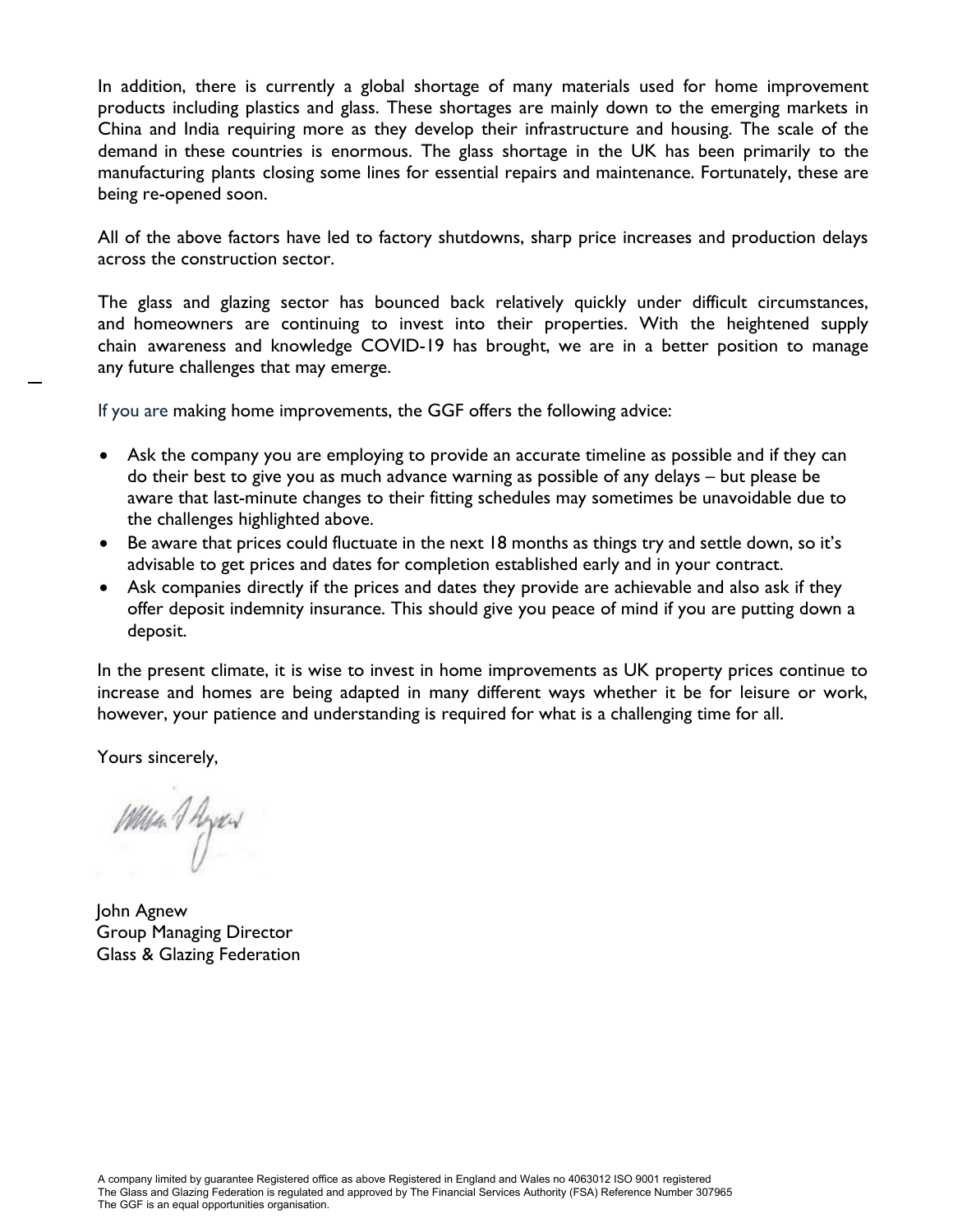In addition, there is currently a global shortage of many materials used for home improvement products including plastics and glass. These shortages are mainly down to the emerging markets in China and India requiring more as they develop their infrastructure and housing. The scale of the demand in these countries is enormous. The glass shortage in the UK has been primarily to the manufacturing plants closing some lines for essential repairs and maintenance. Fortunately, these are being re-opened soon.

All of the above factors have led to factory shutdowns, sharp price increases and production delays across the construction sector.

The glass and glazing sector has bounced back relatively quickly under difficult circumstances, and homeowners are continuing to invest into their properties. With the heightened supply chain awareness and knowledge COVID-19 has brought, we are in a better position to manage any future challenges that may emerge.

If you are making home improvements, the GGF offers the following advice:

- Ask the company you are employing to provide an accurate timeline as possible and if they can do their best to give you as much advance warning as possible of any delays – but please be aware that last-minute changes to their fitting schedules may sometimes be unavoidable due to the challenges highlighted above.
- Be aware that prices could fluctuate in the next 18 months as things try and settle down, so it's advisable to get prices and dates for completion established early and in your contract.
- Ask companies directly if the prices and dates they provide are achievable and also ask if they offer deposit indemnity insurance. This should give you peace of mind if you are putting down a deposit.

In the present climate, it is wise to invest in home improvements as UK property prices continue to increase and homes are being adapted in many different ways whether it be for leisure or work, however, your patience and understanding is required for what is a challenging time for all.

Yours sincerely,

John Agnew
Group Managing Director
Glass & Glazing Federation

A company limited by guarantee Registered office as above Registered in England and Wales no 4063012 ISO 9001 registered
The Glass and Glazing Federation is regulated and approved by The Financial Services Authority (FSA) Reference Number 307965
The GGF is an equal opportunities organisation.